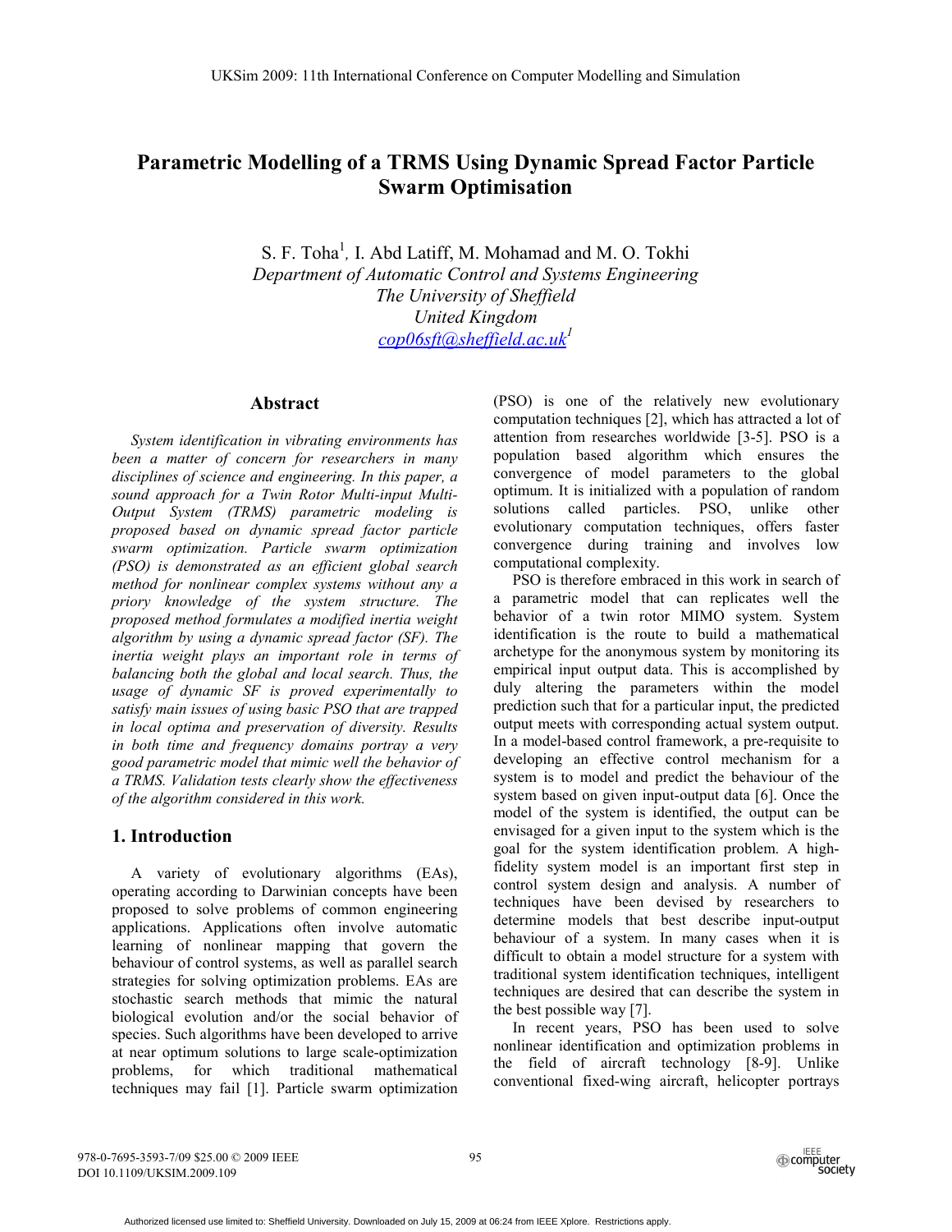# Parametric Modelling of a TRMS Using Dynamic Spread Factor Particle Swarm Optimisation

S. F. Toha[1], I. Abd Latiff, M. Mohamad and M. O. Tokhi

*Department of Automatic Control and Systems Engineering*
*The University of Sheffield*
*United Kingdom*
*cop06sft@sheffield.ac.uk[1]*

## Abstract

*System identification in vibrating environments has been a matter of concern for researchers in many disciplines of science and engineering. In this paper, a sound approach for a Twin Rotor Multi-input Multi-Output System (TRMS) parametric modeling is proposed based on dynamic spread factor particle swarm optimization. Particle swarm optimization (PSO) is demonstrated as an efficient global search method for nonlinear complex systems without any a priory knowledge of the system structure. The proposed method formulates a modified inertia weight algorithm by using a dynamic spread factor (SF). The inertia weight plays an important role in terms of balancing both the global and local search. Thus, the usage of dynamic SF is proved experimentally to satisfy main issues of using basic PSO that are trapped in local optima and preservation of diversity. Results in both time and frequency domains portray a very good parametric model that mimic well the behavior of a TRMS. Validation tests clearly show the effectiveness of the algorithm considered in this work.*

## 1. Introduction

A variety of evolutionary algorithms (EAs), operating according to Darwinian concepts have been proposed to solve problems of common engineering applications. Applications often involve automatic learning of nonlinear mapping that govern the behaviour of control systems, as well as parallel search strategies for solving optimization problems. EAs are stochastic search methods that mimic the natural biological evolution and/or the social behavior of species. Such algorithms have been developed to arrive at near optimum solutions to large scale-optimization problems, for which traditional mathematical techniques may fail [1]. Particle swarm optimization (PSO) is one of the relatively new evolutionary computation techniques [2], which has attracted a lot of attention from researches worldwide [3-5]. PSO is a population based algorithm which ensures the convergence of model parameters to the global optimum. It is initialized with a population of random solutions called particles. PSO, unlike other evolutionary computation techniques, offers faster convergence during training and involves low computational complexity.

PSO is therefore embraced in this work in search of a parametric model that can replicates well the behavior of a twin rotor MIMO system. System identification is the route to build a mathematical archetype for the anonymous system by monitoring its empirical input output data. This is accomplished by duly altering the parameters within the model prediction such that for a particular input, the predicted output meets with corresponding actual system output. In a model-based control framework, a pre-requisite to developing an effective control mechanism for a system is to model and predict the behaviour of the system based on given input-output data [6]. Once the model of the system is identified, the output can be envisaged for a given input to the system which is the goal for the system identification problem. A high-fidelity system model is an important first step in control system design and analysis. A number of techniques have been devised by researchers to determine models that best describe input-output behaviour of a system. In many cases when it is difficult to obtain a model structure for a system with traditional system identification techniques, intelligent techniques are desired that can describe the system in the best possible way [7].

In recent years, PSO has been used to solve nonlinear identification and optimization problems in the field of aircraft technology [8-9]. Unlike conventional fixed-wing aircraft, helicopter portrays

978-0-7695-3593-7/09 $25.00 © 2009 IEEE
DOI 10.1109/UKSIM.2009.109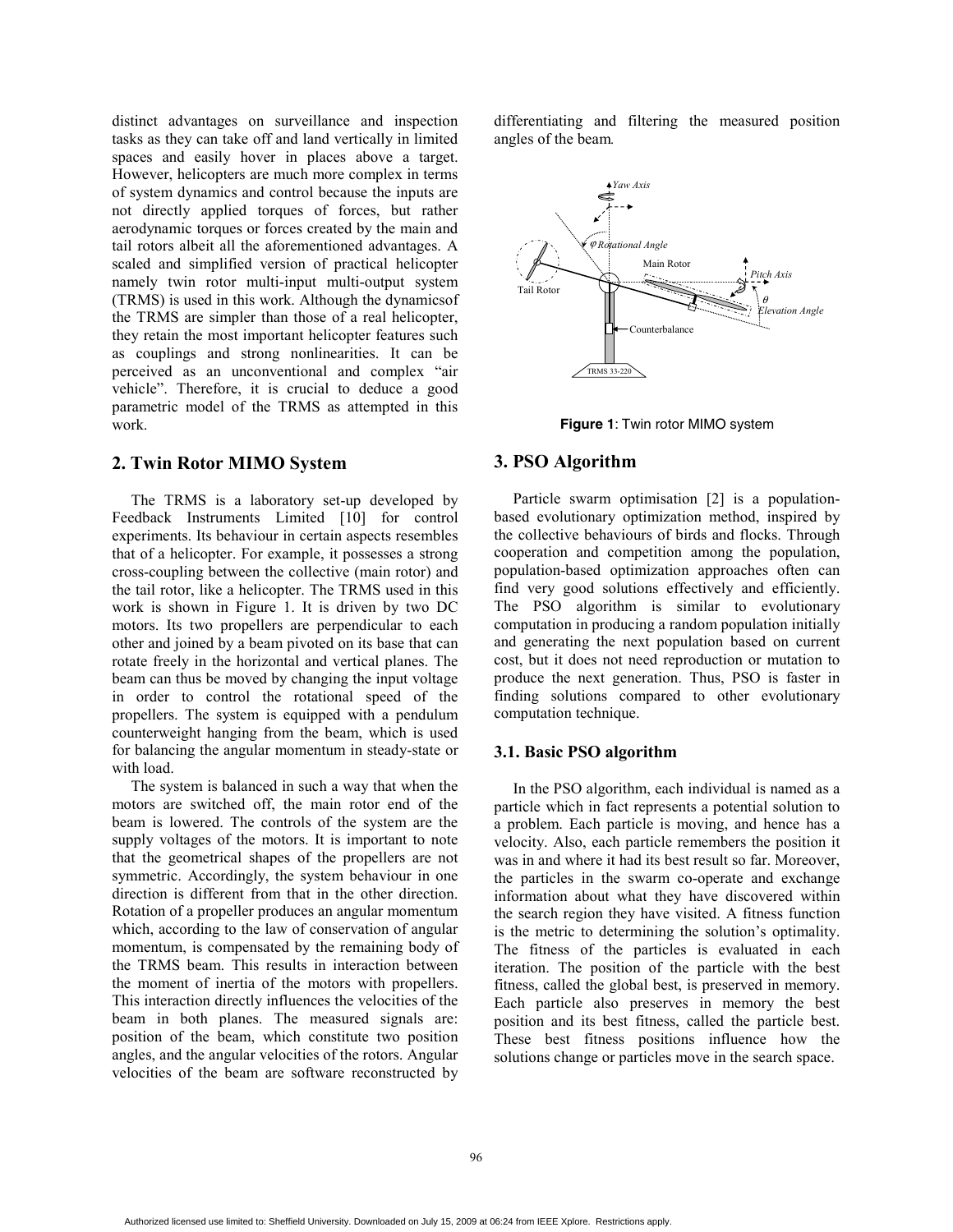distinct advantages on surveillance and inspection tasks as they can take off and land vertically in limited spaces and easily hover in places above a target. However, helicopters are much more complex in terms of system dynamics and control because the inputs are not directly applied torques of forces, but rather aerodynamic torques or forces created by the main and tail rotors albeit all the aforementioned advantages. A scaled and simplified version of practical helicopter namely twin rotor multi-input multi-output system (TRMS) is used in this work. Although the dynamicsof the TRMS are simpler than those of a real helicopter, they retain the most important helicopter features such as couplings and strong nonlinearities. It can be perceived as an unconventional and complex "air vehicle". Therefore, it is crucial to deduce a good parametric model of the TRMS as attempted in this work.

## 2. Twin Rotor MIMO System

The TRMS is a laboratory set-up developed by Feedback Instruments Limited [10] for control experiments. Its behaviour in certain aspects resembles that of a helicopter. For example, it possesses a strong cross-coupling between the collective (main rotor) and the tail rotor, like a helicopter. The TRMS used in this work is shown in Figure 1. It is driven by two DC motors. Its two propellers are perpendicular to each other and joined by a beam pivoted on its base that can rotate freely in the horizontal and vertical planes. The beam can thus be moved by changing the input voltage in order to control the rotational speed of the propellers. The system is equipped with a pendulum counterweight hanging from the beam, which is used for balancing the angular momentum in steady-state or with load.

The system is balanced in such a way that when the motors are switched off, the main rotor end of the beam is lowered. The controls of the system are the supply voltages of the motors. It is important to note that the geometrical shapes of the propellers are not symmetric. Accordingly, the system behaviour in one direction is different from that in the other direction. Rotation of a propeller produces an angular momentum which, according to the law of conservation of angular momentum, is compensated by the remaining body of the TRMS beam. This results in interaction between the moment of inertia of the motors with propellers. This interaction directly influences the velocities of the beam in both planes. The measured signals are: position of the beam, which constitute two position angles, and the angular velocities of the rotors. Angular velocities of the beam are software reconstructed by differentiating and filtering the measured position angles of the beam.

Yaw Axis

$\varphi$ Rotational Angle

Main Rotor

Pitch Axis

Tail Rotor

$\theta$ Elevation Angle

Counterbalance

TRMS 33-220

**Figure 1**: Twin rotor MIMO system

## 3. PSO Algorithm

Particle swarm optimisation [2] is a population-based evolutionary optimization method, inspired by the collective behaviours of birds and flocks. Through cooperation and competition among the population, population-based optimization approaches often can find very good solutions effectively and efficiently. The PSO algorithm is similar to evolutionary computation in producing a random population initially and generating the next population based on current cost, but it does not need reproduction or mutation to produce the next generation. Thus, PSO is faster in finding solutions compared to other evolutionary computation technique.

### 3.1. Basic PSO algorithm

In the PSO algorithm, each individual is named as a particle which in fact represents a potential solution to a problem. Each particle is moving, and hence has a velocity. Also, each particle remembers the position it was in and where it had its best result so far. Moreover, the particles in the swarm co-operate and exchange information about what they have discovered within the search region they have visited. A fitness function is the metric to determining the solution's optimality. The fitness of the particles is evaluated in each iteration. The position of the particle with the best fitness, called the global best, is preserved in memory. Each particle also preserves in memory the best position and its best fitness, called the particle best. These best fitness positions influence how the solutions change or particles move in the search space.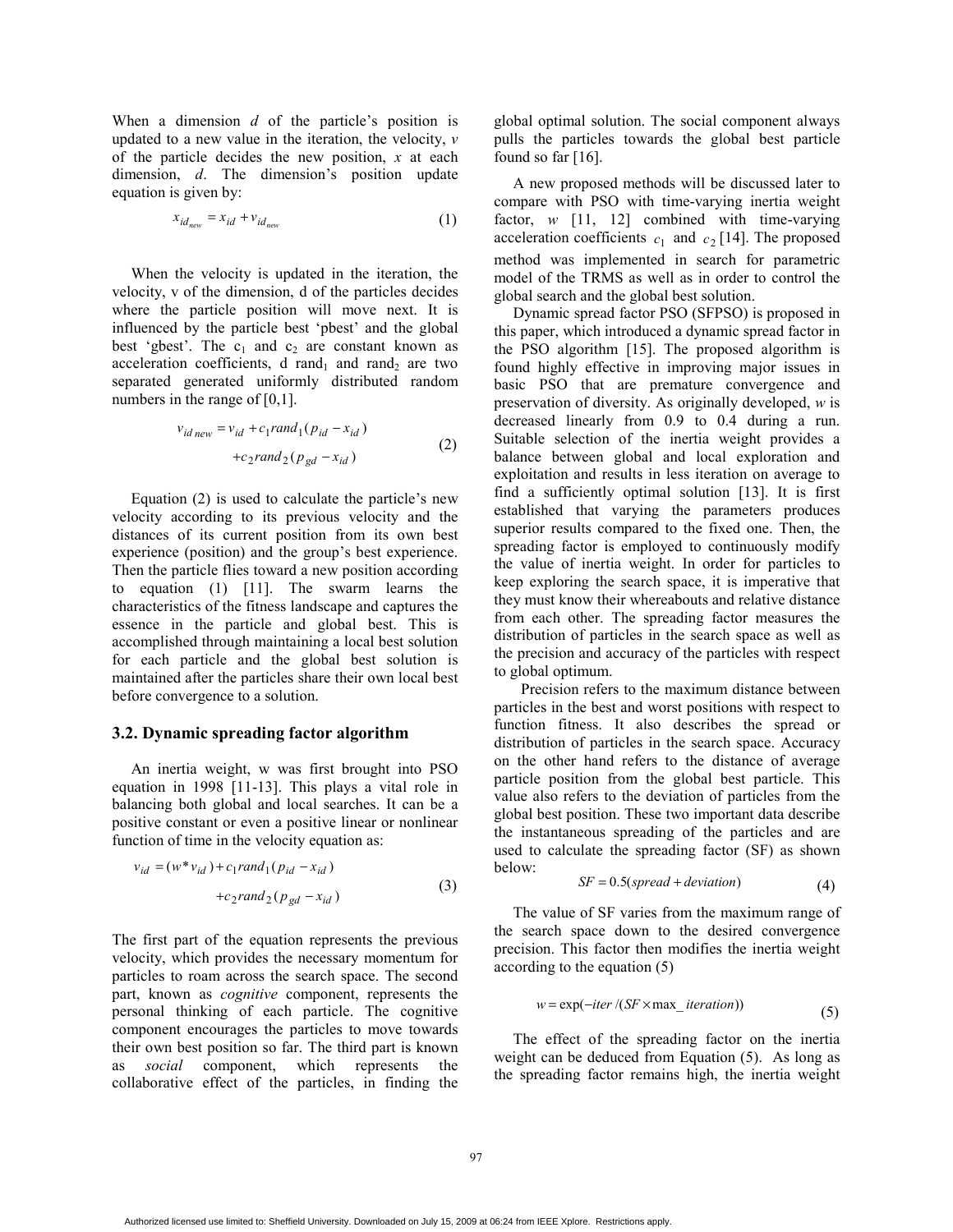When a dimension $d$ of the particle's position is updated to a new value in the iteration, the velocity, $v$ of the particle decides the new position, $x$ at each dimension, $d$. The dimension's position update equation is given by:

$$x_{id_{new}} = x_{id} + v_{id_{new}} \tag{1}$$

When the velocity is updated in the iteration, the velocity, v of the dimension, d of the particles decides where the particle position will move next. It is influenced by the particle best 'pbest' and the global best 'gbest'. The $c_1$ and $c_2$ are constant known as acceleration coefficients, d $rand_1$ and $rand_2$ are two separated generated uniformly distributed random numbers in the range of [0,1].

$$\begin{aligned} v_{id\,new} &= v_{id} + c_1 rand_1 (p_{id} - x_{id}) \\ &+ c_2 rand_2 (p_{gd} - x_{id}) \end{aligned} \tag{2}$$

Equation (2) is used to calculate the particle's new velocity according to its previous velocity and the distances of its current position from its own best experience (position) and the group's best experience. Then the particle flies toward a new position according to equation (1) [11]. The swarm learns the characteristics of the fitness landscape and captures the essence in the particle and global best. This is accomplished through maintaining a local best solution for each particle and the global best solution is maintained after the particles share their own local best before convergence to a solution.

### 3.2. Dynamic spreading factor algorithm

An inertia weight, w was first brought into PSO equation in 1998 [11-13]. This plays a vital role in balancing both global and local searches. It can be a positive constant or even a positive linear or nonlinear function of time in the velocity equation as:

$$\begin{aligned} v_{id} &= (w * v_{id}) + c_1 rand_1 (p_{id} - x_{id}) \\ &+ c_2 rand_2 (p_{gd} - x_{id}) \end{aligned} \tag{3}$$

The first part of the equation represents the previous velocity, which provides the necessary momentum for particles to roam across the search space. The second part, known as *cognitive* component, represents the personal thinking of each particle. The cognitive component encourages the particles to move towards their own best position so far. The third part is known as *social* component, which represents the collaborative effect of the particles, in finding the global optimal solution. The social component always pulls the particles towards the global best particle found so far [16].

A new proposed methods will be discussed later to compare with PSO with time-varying inertia weight factor, $w$ [11, 12] combined with time-varying acceleration coefficients $c_1$ and $c_2$ [14]. The proposed method was implemented in search for parametric model of the TRMS as well as in order to control the global search and the global best solution.

Dynamic spread factor PSO (SFPSO) is proposed in this paper, which introduced a dynamic spread factor in the PSO algorithm [15]. The proposed algorithm is found highly effective in improving major issues in basic PSO that are premature convergence and preservation of diversity. As originally developed, $w$ is decreased linearly from 0.9 to 0.4 during a run. Suitable selection of the inertia weight provides a balance between global and local exploration and exploitation and results in less iteration on average to find a sufficiently optimal solution [13]. It is first established that varying the parameters produces superior results compared to the fixed one. Then, the spreading factor is employed to continuously modify the value of inertia weight. In order for particles to keep exploring the search space, it is imperative that they must know their whereabouts and relative distance from each other. The spreading factor measures the distribution of particles in the search space as well as the precision and accuracy of the particles with respect to global optimum.

Precision refers to the maximum distance between particles in the best and worst positions with respect to function fitness. It also describes the spread or distribution of particles in the search space. Accuracy on the other hand refers to the distance of average particle position from the global best particle. This value also refers to the deviation of particles from the global best position. These two important data describe the instantaneous spreading of the particles and are used to calculate the spreading factor (SF) as shown below:

$$SF = 0.5(spread + deviation) \tag{4}$$

The value of SF varies from the maximum range of the search space down to the desired convergence precision. This factor then modifies the inertia weight according to the equation (5)

$$w = \exp(-iter / (SF \times \max\_iteration)) \tag{5}$$

The effect of the spreading factor on the inertia weight can be deduced from Equation (5). As long as the spreading factor remains high, the inertia weight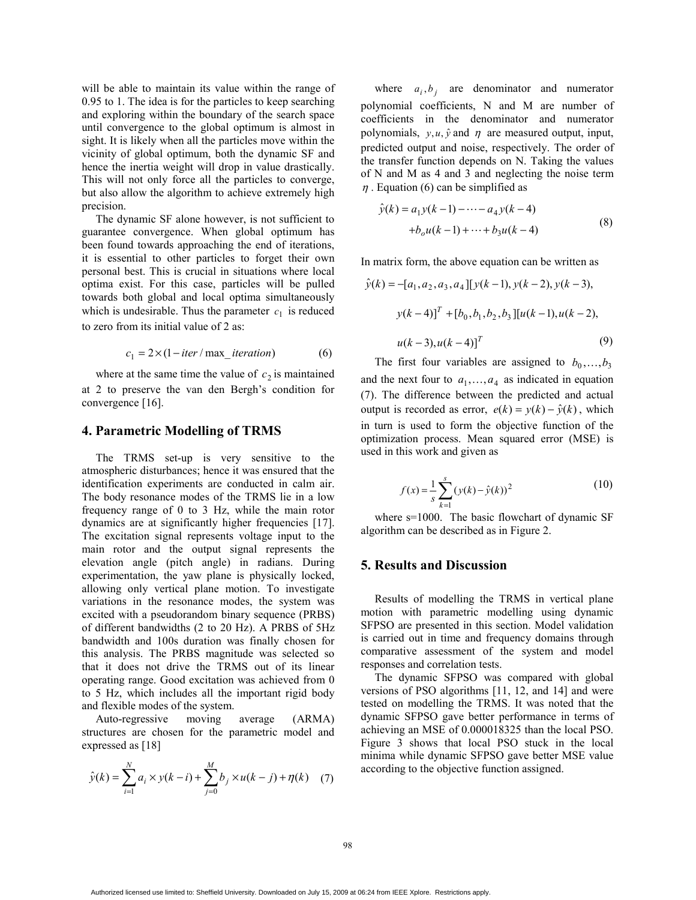will be able to maintain its value within the range of 0.95 to 1. The idea is for the particles to keep searching and exploring within the boundary of the search space until convergence to the global optimum is almost in sight. It is likely when all the particles move within the vicinity of global optimum, both the dynamic SF and hence the inertia weight will drop in value drastically. This will not only force all the particles to converge, but also allow the algorithm to achieve extremely high precision.

The dynamic SF alone however, is not sufficient to guarantee convergence. When global optimum has been found towards approaching the end of iterations, it is essential to other particles to forget their own personal best. This is crucial in situations where local optima exist. For this case, particles will be pulled towards both global and local optima simultaneously which is undesirable. Thus the parameter $c_1$ is reduced to zero from its initial value of 2 as:

$$c_1 = 2 \times (1 - iter / \max\_iteration) \tag{6}$$

where at the same time the value of $c_2$ is maintained at 2 to preserve the van den Bergh's condition for convergence [16].

## 4. Parametric Modelling of TRMS

The TRMS set-up is very sensitive to the atmospheric disturbances; hence it was ensured that the identification experiments are conducted in calm air. The body resonance modes of the TRMS lie in a low frequency range of 0 to 3 Hz, while the main rotor dynamics are at significantly higher frequencies [17]. The excitation signal represents voltage input to the main rotor and the output signal represents the elevation angle (pitch angle) in radians. During experimentation, the yaw plane is physically locked, allowing only vertical plane motion. To investigate variations in the resonance modes, the system was excited with a pseudorandom binary sequence (PRBS) of different bandwidths (2 to 20 Hz). A PRBS of 5Hz bandwidth and 100s duration was finally chosen for this analysis. The PRBS magnitude was selected so that it does not drive the TRMS out of its linear operating range. Good excitation was achieved from 0 to 5 Hz, which includes all the important rigid body and flexible modes of the system.

Auto-regressive moving average (ARMA) structures are chosen for the parametric model and expressed as [18]

$$\hat{y}(k) = \sum_{i=1}^{N} a_i \times y(k-i) + \sum_{j=0}^{M} b_j \times u(k-j) + \eta(k) \tag{7}$$

where $a_i, b_j$ are denominator and numerator polynomial coefficients, N and M are number of coefficients in the denominator and numerator polynomials, $y, u, \hat{y}$ and $\eta$ are measured output, input, predicted output and noise, respectively. The order of the transfer function depends on N. Taking the values of N and M as 4 and 3 and neglecting the noise term $\eta$. Equation (6) can be simplified as

$$\begin{aligned}\hat{y}(k) &= a_1 y(k-1) - \cdots - a_4 y(k-4) \\ &+ b_o u(k-1) + \cdots + b_3 u(k-4)\end{aligned} \tag{8}$$

In matrix form, the above equation can be written as

$$\begin{aligned}\hat{y}(k) = &-[a_1, a_2, a_3, a_4][y(k-1), y(k-2), y(k-3), \\ &y(k-4)]^T + [b_0, b_1, b_2, b_3][u(k-1), u(k-2), \\ &u(k-3), u(k-4)]^T\end{aligned} \tag{9}$$

The first four variables are assigned to $b_0, \ldots, b_3$ and the next four to $a_1, \ldots, a_4$ as indicated in equation (7). The difference between the predicted and actual output is recorded as error, $e(k) = y(k) - \hat{y}(k)$, which in turn is used to form the objective function of the optimization process. Mean squared error (MSE) is used in this work and given as

$$f(x) = \frac{1}{s} \sum_{k=1}^{s} (y(k) - \hat{y}(k))^2 \tag{10}$$

where s=1000. The basic flowchart of dynamic SF algorithm can be described as in Figure 2.

## 5. Results and Discussion

Results of modelling the TRMS in vertical plane motion with parametric modelling using dynamic SFPSO are presented in this section. Model validation is carried out in time and frequency domains through comparative assessment of the system and model responses and correlation tests.

The dynamic SFPSO was compared with global versions of PSO algorithms [11, 12, and 14] and were tested on modelling the TRMS. It was noted that the dynamic SFPSO gave better performance in terms of achieving an MSE of 0.000018325 than the local PSO. Figure 3 shows that local PSO stuck in the local minima while dynamic SFPSO gave better MSE value according to the objective function assigned.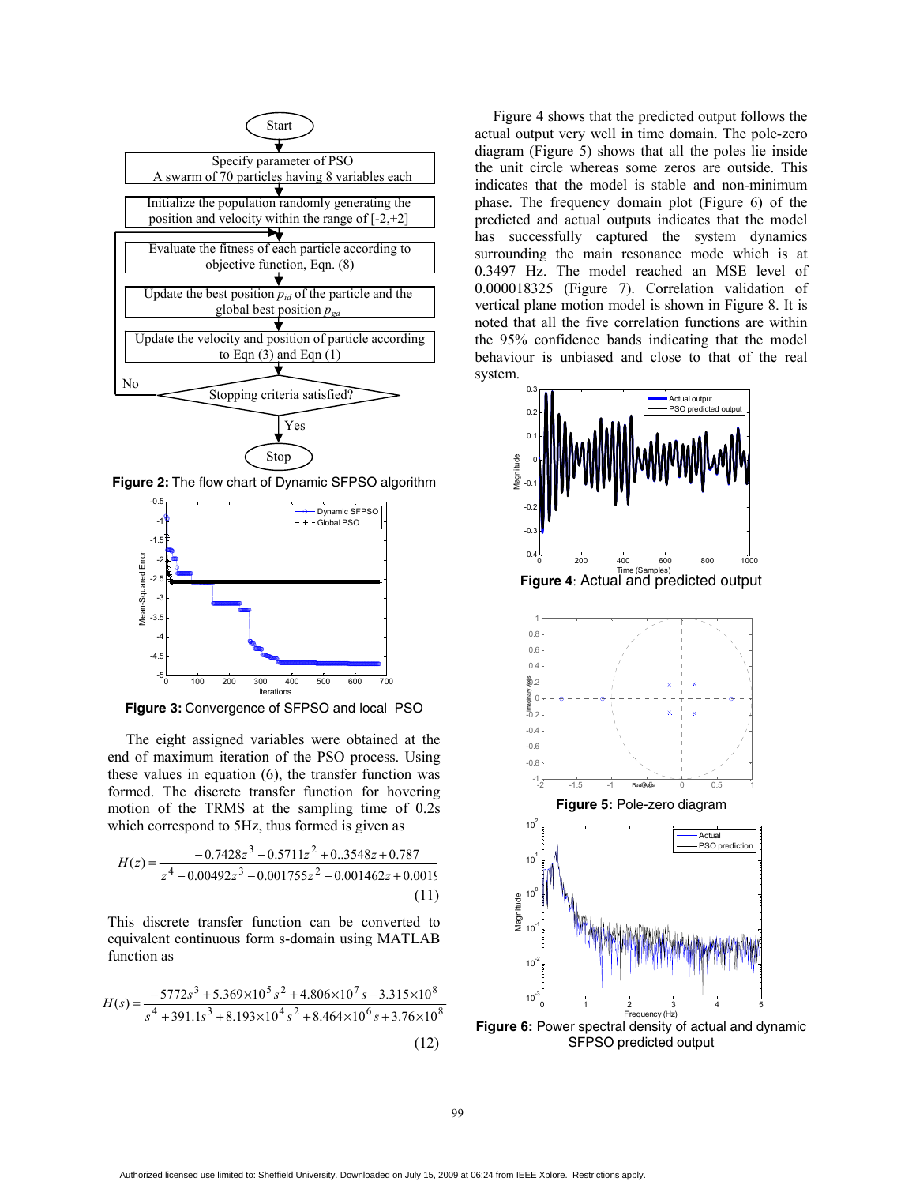Figure 2: The flow chart of Dynamic SFPSO algorithm

Figure 3: Convergence of SFPSO and local PSO

The eight assigned variables were obtained at the end of maximum iteration of the PSO process. Using these values in equation (6), the transfer function was formed. The discrete transfer function for hovering motion of the TRMS at the sampling time of 0.2s which correspond to 5Hz, thus formed is given as

$$H(z) = \frac{-0.7428z^3 - 0.5711z^2 + 0..3548z + 0.787}{z^4 - 0.00492z^3 - 0.001755z^2 - 0.001462z + 0.001\text{(}} \quad (11)$$

This discrete transfer function can be converted to equivalent continuous form s-domain using MATLAB function as

$$H(s) = \frac{-5772s^3 + 5.369\times10^5 s^2 + 4.806\times10^7 s - 3.315\times10^8}{s^4 + 391.1s^3 + 8.193\times10^4 s^2 + 8.464\times10^6 s + 3.76\times10^8} \quad (12)$$

Figure 4 shows that the predicted output follows the actual output very well in time domain. The pole-zero diagram (Figure 5) shows that all the poles lie inside the unit circle whereas some zeros are outside. This indicates that the model is stable and non-minimum phase. The frequency domain plot (Figure 6) of the predicted and actual outputs indicates that the model has successfully captured the system dynamics surrounding the main resonance mode which is at 0.3497 Hz. The model reached an MSE level of 0.000018325 (Figure 7). Correlation validation of vertical plane motion model is shown in Figure 8. It is noted that all the five correlation functions are within the 95% confidence bands indicating that the model behaviour is unbiased and close to that of the real system.

**Figure 4**: Actual and predicted output

**Figure 5:** Pole-zero diagram

**Figure 6:** Power spectral density of actual and dynamic SFPSO predicted output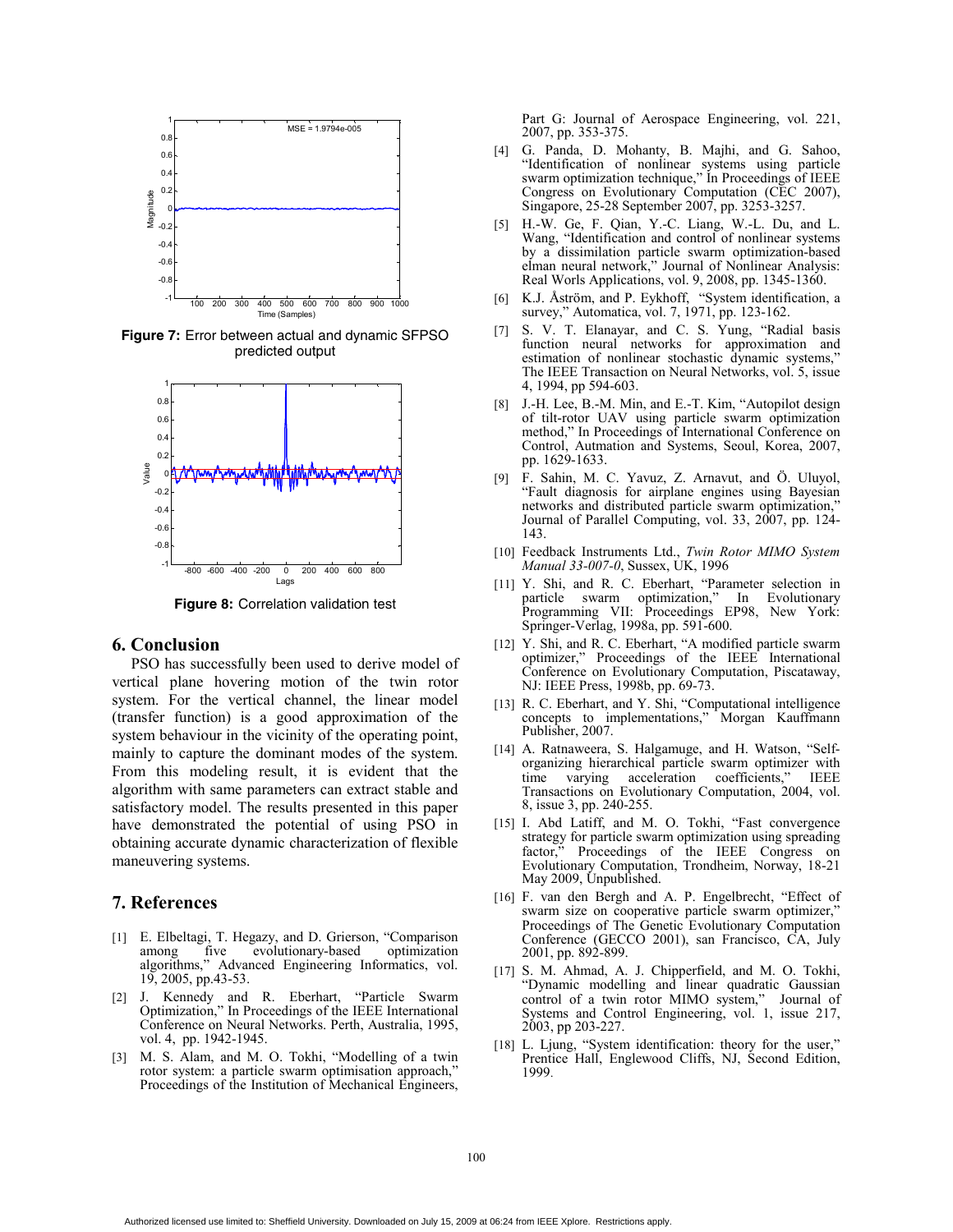MSE = 1.9794e-005

Magnitude

Time (Samples)

**Figure 7:** Error between actual and dynamic SFPSO predicted output

Value

Lags

**Figure 8:** Correlation validation test

## 6. Conclusion

PSO has successfully been used to derive model of vertical plane hovering motion of the twin rotor system. For the vertical channel, the linear model (transfer function) is a good approximation of the system behaviour in the vicinity of the operating point, mainly to capture the dominant modes of the system. From this modeling result, it is evident that the algorithm with same parameters can extract stable and satisfactory model. The results presented in this paper have demonstrated the potential of using PSO in obtaining accurate dynamic characterization of flexible maneuvering systems.

## 7. References

[1] E. Elbeltagi, T. Hegazy, and D. Grierson, "Comparison among five evolutionary-based optimization algorithms," Advanced Engineering Informatics, vol. 19, 2005, pp.43-53.

[2] J. Kennedy and R. Eberhart, "Particle Swarm Optimization," In Proceedings of the IEEE International Conference on Neural Networks. Perth, Australia, 1995, vol. 4, pp. 1942-1945.

[3] M. S. Alam, and M. O. Tokhi, "Modelling of a twin rotor system: a particle swarm optimisation approach," Proceedings of the Institution of Mechanical Engineers, Part G: Journal of Aerospace Engineering, vol. 221, 2007, pp. 353-375.

[4] G. Panda, D. Mohanty, B. Majhi, and G. Sahoo, "Identification of nonlinear systems using particle swarm optimization technique," In Proceedings of IEEE Congress on Evolutionary Computation (CEC 2007), Singapore, 25-28 September 2007, pp. 3253-3257.

[5] H.-W. Ge, F. Qian, Y.-C. Liang, W.-L. Du, and L. Wang, "Identification and control of nonlinear systems by a dissimilation particle swarm optimization-based elman neural network," Journal of Nonlinear Analysis: Real Worls Applications, vol. 9, 2008, pp. 1345-1360.

[6] K.J. Åström, and P. Eykhoff, "System identification, a survey," Automatica, vol. 7, 1971, pp. 123-162.

[7] S. V. T. Elanayar, and C. S. Yung, "Radial basis function neural networks for approximation and estimation of nonlinear stochastic dynamic systems," The IEEE Transaction on Neural Networks, vol. 5, issue 4, 1994, pp 594-603.

[8] J.-H. Lee, B.-M. Min, and E.-T. Kim, "Autopilot design of tilt-rotor UAV using particle swarm optimization method," In Proceedings of International Conference on Control, Autmation and Systems, Seoul, Korea, 2007, pp. 1629-1633.

[9] F. Sahin, M. C. Yavuz, Z. Arnavut, and Ö. Uluyol, "Fault diagnosis for airplane engines using Bayesian networks and distributed particle swarm optimization," Journal of Parallel Computing, vol. 33, 2007, pp. 124-143.

[10] Feedback Instruments Ltd., *Twin Rotor MIMO System Manual 33-007-0*, Sussex, UK, 1996

[11] Y. Shi, and R. C. Eberhart, "Parameter selection in particle swarm optimization," In Evolutionary Programming VII: Proceedings EP98, New York: Springer-Verlag, 1998a, pp. 591-600.

[12] Y. Shi, and R. C. Eberhart, "A modified particle swarm optimizer," Proceedings of the IEEE International Conference on Evolutionary Computation, Piscataway, NJ: IEEE Press, 1998b, pp. 69-73.

[13] R. C. Eberhart, and Y. Shi, "Computational intelligence concepts to implementations," Morgan Kauffmann Publisher, 2007.

[14] A. Ratnaweera, S. Halgamuge, and H. Watson, "Self-organizing hierarchical particle swarm optimizer with time varying acceleration coefficients," IEEE Transactions on Evolutionary Computation, 2004, vol. 8, issue 3, pp. 240-255.

[15] I. Abd Latiff, and M. O. Tokhi, "Fast convergence strategy for particle swarm optimization using spreading factor," Proceedings of the IEEE Congress on Evolutionary Computation, Trondheim, Norway, 18-21 May 2009, Unpublished.

[16] F. van den Bergh and A. P. Engelbrecht, "Effect of swarm size on cooperative particle swarm optimizer," Proceedings of The Genetic Evolutionary Computation Conference (GECCO 2001), san Francisco, CA, July 2001, pp. 892-899.

[17] S. M. Ahmad, A. J. Chipperfield, and M. O. Tokhi, "Dynamic modelling and linear quadratic Gaussian control of a twin rotor MIMO system," Journal of Systems and Control Engineering, vol. 1, issue 217, 2003, pp 203-227.

[18] L. Ljung, "System identification: theory for the user," Prentice Hall, Englewood Cliffs, NJ, Second Edition, 1999.